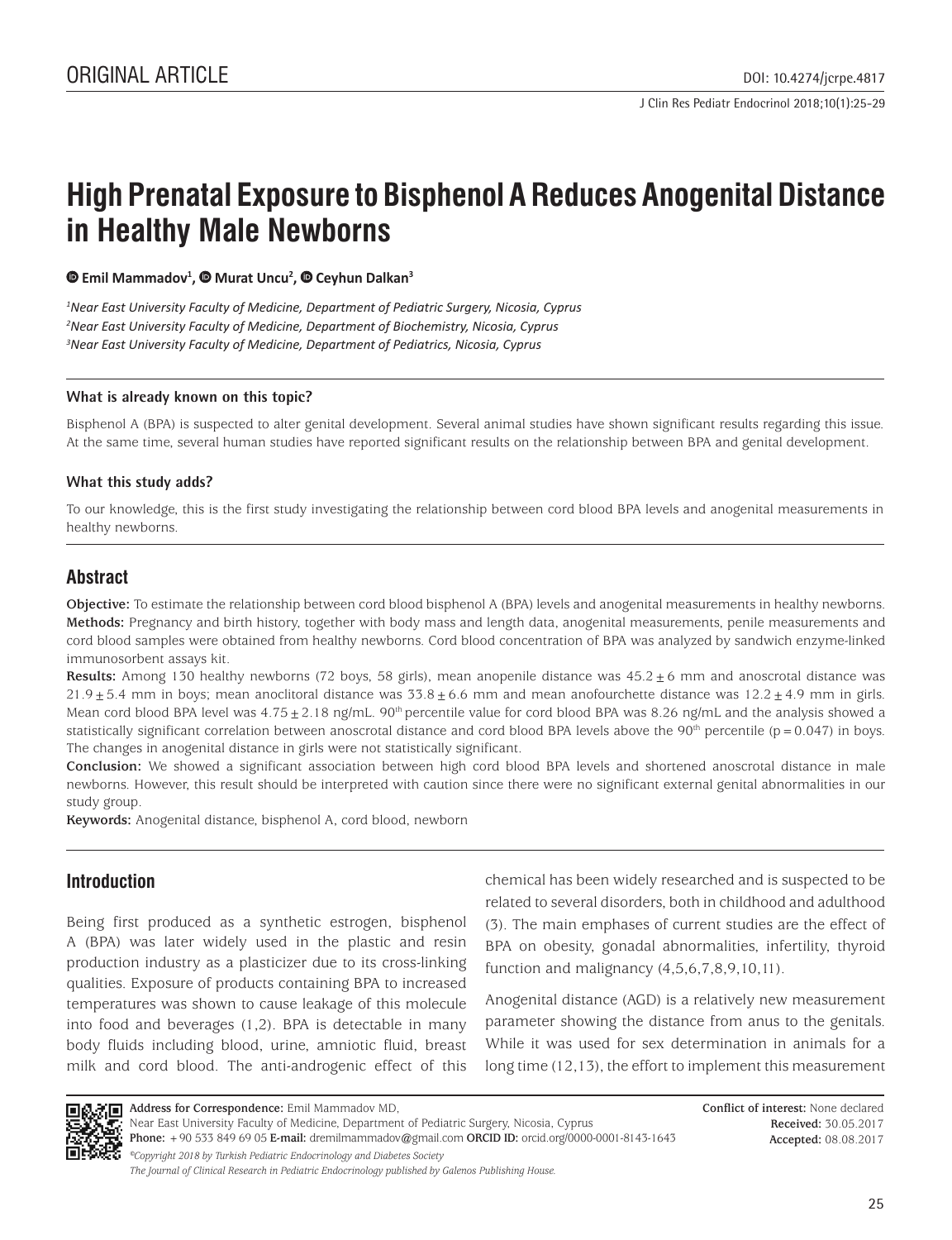ORIGINAL ARTICLE

# High Prenatal Exposure to Bisphenol A Reduces Anogenital Distance in Healthy Male Newborns

Emil Mammadov[1], Murat Uncu[2], Ceyhun Dalkan[3]

*[1]Near East University Faculty of Medicine, Department of Pediatric Surgery, Nicosia, Cyprus*
*[2]Near East University Faculty of Medicine, Department of Biochemistry, Nicosia, Cyprus*
*[3]Near East University Faculty of Medicine, Department of Pediatrics, Nicosia, Cyprus*

### What is already known on this topic?

Bisphenol A (BPA) is suspected to alter genital development. Several animal studies have shown significant results regarding this issue. At the same time, several human studies have reported significant results on the relationship between BPA and genital development.

### What this study adds?

To our knowledge, this is the first study investigating the relationship between cord blood BPA levels and anogenital measurements in healthy newborns.

## Abstract

**Objective:** To estimate the relationship between cord blood bisphenol A (BPA) levels and anogenital measurements in healthy newborns.
**Methods:** Pregnancy and birth history, together with body mass and length data, anogenital measurements, penile measurements and cord blood samples were obtained from healthy newborns. Cord blood concentration of BPA was analyzed by sandwich enzyme-linked immunosorbent assays kit.
**Results:** Among 130 healthy newborns (72 boys, 58 girls), mean anopenile distance was $45.2 \pm 6$ mm and anoscrotal distance was $21.9 \pm 5.4$ mm in boys; mean anoclitoral distance was $33.8 \pm 6.6$ mm and mean anofourchette distance was $12.2 \pm 4.9$ mm in girls. Mean cord blood BPA level was $4.75 \pm 2.18$ ng/mL. 90th percentile value for cord blood BPA was 8.26 ng/mL and the analysis showed a statistically significant correlation between anoscrotal distance and cord blood BPA levels above the 90th percentile ($p = 0.047$) in boys. The changes in anogenital distance in girls were not statistically significant.
**Conclusion:** We showed a significant association between high cord blood BPA levels and shortened anoscrotal distance in male newborns. However, this result should be interpreted with caution since there were no significant external genital abnormalities in our study group.
**Keywords:** Anogenital distance, bisphenol A, cord blood, newborn

## Introduction

Being first produced as a synthetic estrogen, bisphenol A (BPA) was later widely used in the plastic and resin production industry as a plasticizer due to its cross-linking qualities. Exposure of products containing BPA to increased temperatures was shown to cause leakage of this molecule into food and beverages (1,2). BPA is detectable in many body fluids including blood, urine, amniotic fluid, breast milk and cord blood. The anti-androgenic effect of this chemical has been widely researched and is suspected to be related to several disorders, both in childhood and adulthood (3). The main emphases of current studies are the effect of BPA on obesity, gonadal abnormalities, infertility, thyroid function and malignancy (4,5,6,7,8,9,10,11).

Anogenital distance (AGD) is a relatively new measurement parameter showing the distance from anus to the genitals. While it was used for sex determination in animals for a long time (12,13), the effort to implement this measurement

**Address for Correspondence:** Emil Mammadov MD,
Near East University Faculty of Medicine, Department of Pediatric Surgery, Nicosia, Cyprus
**Phone:** +90 533 849 69 05 **E-mail:** dremilmammadov@gmail.com **ORCID ID:** orcid.org/0000-0001-8143-1643
*©Copyright 2018 by Turkish Pediatric Endocrinology and Diabetes Society*
*The Journal of Clinical Research in Pediatric Endocrinology published by Galenos Publishing House.*

**Conflict of interest:** None declared
**Received:** 30.05.2017
**Accepted:** 08.08.2017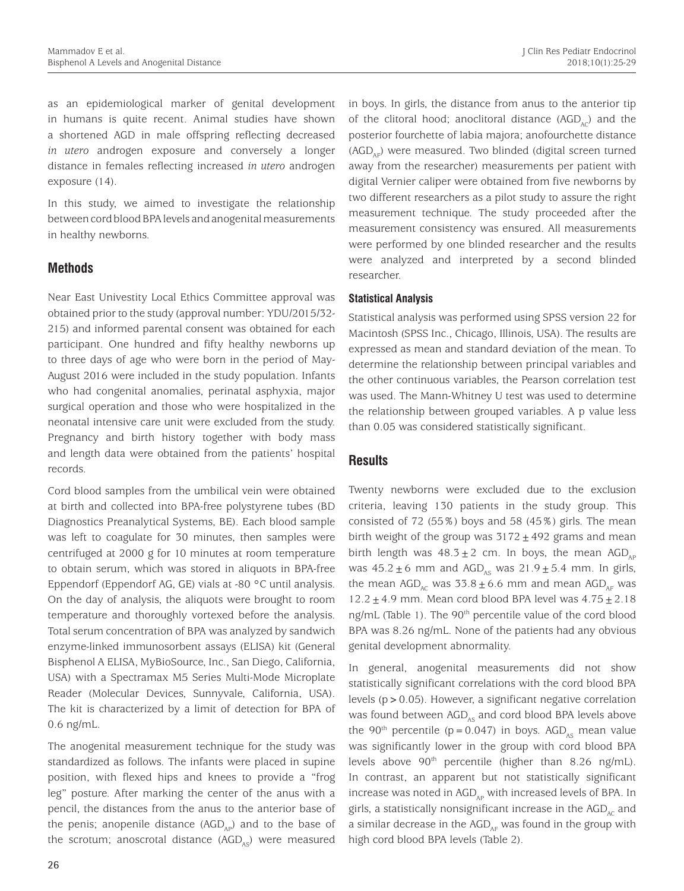as an epidemiological marker of genital development in humans is quite recent. Animal studies have shown a shortened AGD in male offspring reflecting decreased *in utero* androgen exposure and conversely a longer distance in females reflecting increased *in utero* androgen exposure (14).

In this study, we aimed to investigate the relationship between cord blood BPA levels and anogenital measurements in healthy newborns.

## Methods

Near East Univestity Local Ethics Committee approval was obtained prior to the study (approval number: YDU/2015/32-215) and informed parental consent was obtained for each participant. One hundred and fifty healthy newborns up to three days of age who were born in the period of May-August 2016 were included in the study population. Infants who had congenital anomalies, perinatal asphyxia, major surgical operation and those who were hospitalized in the neonatal intensive care unit were excluded from the study. Pregnancy and birth history together with body mass and length data were obtained from the patients' hospital records.

Cord blood samples from the umbilical vein were obtained at birth and collected into BPA-free polystyrene tubes (BD Diagnostics Preanalytical Systems, BE). Each blood sample was left to coagulate for 30 minutes, then samples were centrifuged at 2000 g for 10 minutes at room temperature to obtain serum, which was stored in aliquots in BPA-free Eppendorf (Eppendorf AG, GE) vials at -80 °C until analysis. On the day of analysis, the aliquots were brought to room temperature and thoroughly vortexed before the analysis. Total serum concentration of BPA was analyzed by sandwich enzyme-linked immunosorbent assays (ELISA) kit (General Bisphenol A ELISA, MyBioSource, Inc., San Diego, California, USA) with a Spectramax M5 Series Multi-Mode Microplate Reader (Molecular Devices, Sunnyvale, California, USA). The kit is characterized by a limit of detection for BPA of 0.6 ng/mL.

The anogenital measurement technique for the study was standardized as follows. The infants were placed in supine position, with flexed hips and knees to provide a "frog leg" posture. After marking the center of the anus with a pencil, the distances from the anus to the anterior base of the penis; anopenile distance ($AGD_{AP}$) and to the base of the scrotum; anoscrotal distance ($AGD_{AS}$) were measured in boys. In girls, the distance from anus to the anterior tip of the clitoral hood; anoclitoral distance ($AGD_{AC}$) and the posterior fourchette of labia majora; anofourchette distance ($AGD_{AF}$) were measured. Two blinded (digital screen turned away from the researcher) measurements per patient with digital Vernier caliper were obtained from five newborns by two different researchers as a pilot study to assure the right measurement technique. The study proceeded after the measurement consistency was ensured. All measurements were performed by one blinded researcher and the results were analyzed and interpreted by a second blinded researcher.

### Statistical Analysis

Statistical analysis was performed using SPSS version 22 for Macintosh (SPSS Inc., Chicago, Illinois, USA). The results are expressed as mean and standard deviation of the mean. To determine the relationship between principal variables and the other continuous variables, the Pearson correlation test was used. The Mann-Whitney U test was used to determine the relationship between grouped variables. A p value less than 0.05 was considered statistically significant.

## Results

Twenty newborns were excluded due to the exclusion criteria, leaving 130 patients in the study group. This consisted of 72 (55%) boys and 58 (45%) girls. The mean birth weight of the group was $3172 \pm 492$ grams and mean birth length was $48.3 \pm 2$ cm. In boys, the mean $AGD_{AP}$ was $45.2 \pm 6$ mm and $AGD_{AS}$ was $21.9 \pm 5.4$ mm. In girls, the mean $AGD_{AC}$ was $33.8 \pm 6.6$ mm and mean $AGD_{AF}$ was $12.2 \pm 4.9$ mm. Mean cord blood BPA level was $4.75 \pm 2.18$ ng/mL (Table 1). The 90$^{th}$ percentile value of the cord blood BPA was 8.26 ng/mL. None of the patients had any obvious genital development abnormality.

In general, anogenital measurements did not show statistically significant correlations with the cord blood BPA levels ($p > 0.05$). However, a significant negative correlation was found between $AGD_{AS}$ and cord blood BPA levels above the 90$^{th}$ percentile ($p = 0.047$) in boys. $AGD_{AS}$ mean value was significantly lower in the group with cord blood BPA levels above 90$^{th}$ percentile (higher than 8.26 ng/mL). In contrast, an apparent but not statistically significant increase was noted in $AGD_{AP}$ with increased levels of BPA. In girls, a statistically nonsignificant increase in the $AGD_{AC}$ and a similar decrease in the $AGD_{AF}$ was found in the group with high cord blood BPA levels (Table 2).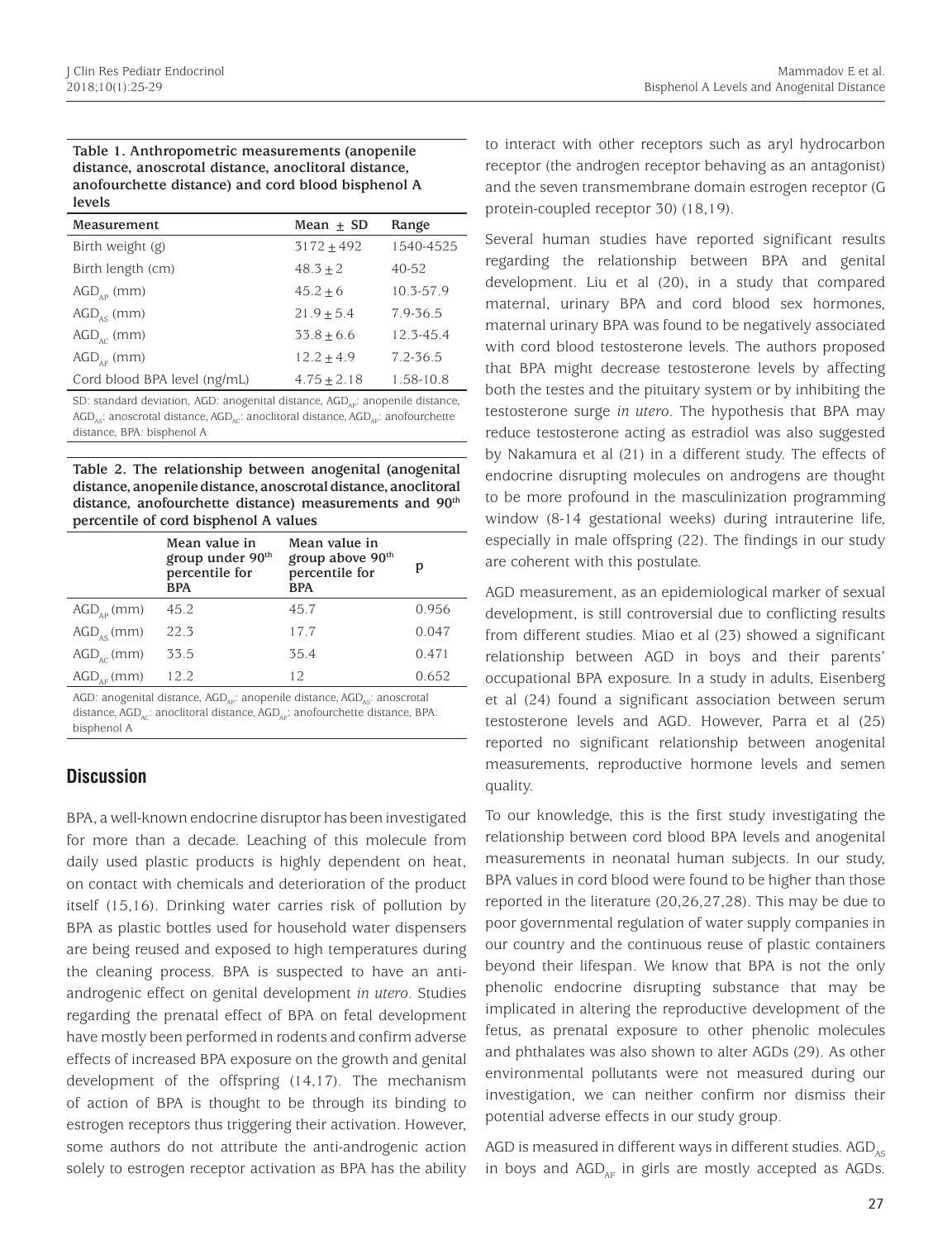**Table 1. Anthropometric measurements (anopenile distance, anoscrotal distance, anoclitoral distance, anofourchette distance) and cord blood bisphenol A levels**

| Measurement | Mean ± SD | Range |
|---|---|---|
| Birth weight (g) | 3172 ± 492 | 1540-4525 |
| Birth length (cm) | 48.3 ± 2 | 40-52 |
| $AGD_{AP}$ (mm) | 45.2 ± 6 | 10.3-57.9 |
| $AGD_{AS}$ (mm) | 21.9 ± 5.4 | 7.9-36.5 |
| $AGD_{AC}$ (mm) | 33.8 ± 6.6 | 12.3-45.4 |
| $AGD_{AF}$ (mm) | 12.2 ± 4.9 | 7.2-36.5 |
| Cord blood BPA level (ng/mL) | 4.75 ± 2.18 | 1.58-10.8 |

SD: standard deviation, AGD: anogenital distance, $AGD_{AP}$: anopenile distance, $AGD_{AS}$: anoscrotal distance, $AGD_{AC}$: anoclitoral distance, $AGD_{AF}$: anofourchette distance, BPA: bisphenol A

**Table 2. The relationship between anogenital (anogenital distance, anopenile distance, anoscrotal distance, anoclitoral distance, anofourchette distance) measurements and 90th percentile of cord bisphenol A values**

| | Mean value in group under 90th percentile for BPA | Mean value in group above 90th percentile for BPA | p |
|---|---|---|---|
| $AGD_{AP}$ (mm) | 45.2 | 45.7 | 0.956 |
| $AGD_{AS}$ (mm) | 22.3 | 17.7 | 0.047 |
| $AGD_{AC}$ (mm) | 33.5 | 35.4 | 0.471 |
| $AGD_{AF}$ (mm) | 12.2 | 12 | 0.652 |

AGD: anogenital distance, $AGD_{AP}$: anopenile distance, $AGD_{AS}$: anoscrotal distance, $AGD_{AC}$: anoclitoral distance, $AGD_{AF}$: anofourchette distance, BPA: bisphenol A

## Discussion

BPA, a well-known endocrine disruptor has been investigated for more than a decade. Leaching of this molecule from daily used plastic products is highly dependent on heat, on contact with chemicals and deterioration of the product itself (15,16). Drinking water carries risk of pollution by BPA as plastic bottles used for household water dispensers are being reused and exposed to high temperatures during the cleaning process. BPA is suspected to have an anti-androgenic effect on genital development *in utero*. Studies regarding the prenatal effect of BPA on fetal development have mostly been performed in rodents and confirm adverse effects of increased BPA exposure on the growth and genital development of the offspring (14,17). The mechanism of action of BPA is thought to be through its binding to estrogen receptors thus triggering their activation. However, some authors do not attribute the anti-androgenic action solely to estrogen receptor activation as BPA has the ability to interact with other receptors such as aryl hydrocarbon receptor (the androgen receptor behaving as an antagonist) and the seven transmembrane domain estrogen receptor (G protein-coupled receptor 30) (18,19).

Several human studies have reported significant results regarding the relationship between BPA and genital development. Liu et al (20), in a study that compared maternal, urinary BPA and cord blood sex hormones, maternal urinary BPA was found to be negatively associated with cord blood testosterone levels. The authors proposed that BPA might decrease testosterone levels by affecting both the testes and the pituitary system or by inhibiting the testosterone surge *in utero*. The hypothesis that BPA may reduce testosterone acting as estradiol was also suggested by Nakamura et al (21) in a different study. The effects of endocrine disrupting molecules on androgens are thought to be more profound in the masculinization programming window (8-14 gestational weeks) during intrauterine life, especially in male offspring (22). The findings in our study are coherent with this postulate.

AGD measurement, as an epidemiological marker of sexual development, is still controversial due to conflicting results from different studies. Miao et al (23) showed a significant relationship between AGD in boys and their parents' occupational BPA exposure. In a study in adults, Eisenberg et al (24) found a significant association between serum testosterone levels and AGD. However, Parra et al (25) reported no significant relationship between anogenital measurements, reproductive hormone levels and semen quality.

To our knowledge, this is the first study investigating the relationship between cord blood BPA levels and anogenital measurements in neonatal human subjects. In our study, BPA values in cord blood were found to be higher than those reported in the literature (20,26,27,28). This may be due to poor governmental regulation of water supply companies in our country and the continuous reuse of plastic containers beyond their lifespan. We know that BPA is not the only phenolic endocrine disrupting substance that may be implicated in altering the reproductive development of the fetus, as prenatal exposure to other phenolic molecules and phthalates was also shown to alter AGDs (29). As other environmental pollutants were not measured during our investigation, we can neither confirm nor dismiss their potential adverse effects in our study group.

AGD is measured in different ways in different studies. $AGD_{AS}$ in boys and $AGD_{AF}$ in girls are mostly accepted as AGDs.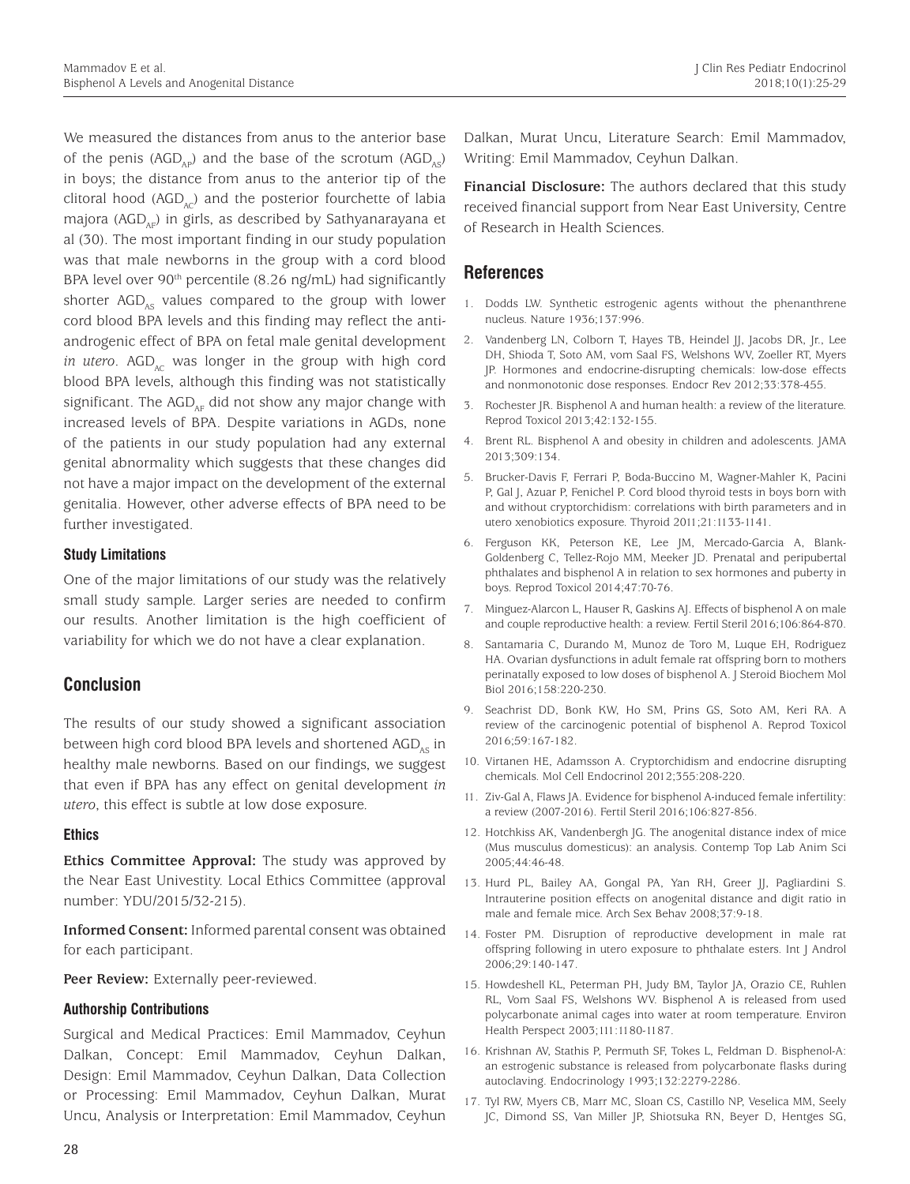We measured the distances from anus to the anterior base of the penis ($AGD_{AP}$) and the base of the scrotum ($AGD_{AS}$) in boys; the distance from anus to the anterior tip of the clitoral hood ($AGD_{AC}$) and the posterior fourchette of labia majora ($AGD_{AF}$) in girls, as described by Sathyanarayana et al (30). The most important finding in our study population was that male newborns in the group with a cord blood BPA level over $90^{th}$ percentile (8.26 ng/mL) had significantly shorter $AGD_{AS}$ values compared to the group with lower cord blood BPA levels and this finding may reflect the anti-androgenic effect of BPA on fetal male genital development *in utero*. $AGD_{AC}$ was longer in the group with high cord blood BPA levels, although this finding was not statistically significant. The $AGD_{AF}$ did not show any major change with increased levels of BPA. Despite variations in AGDs, none of the patients in our study population had any external genital abnormality which suggests that these changes did not have a major impact on the development of the external genitalia. However, other adverse effects of BPA need to be further investigated.

### Study Limitations

One of the major limitations of our study was the relatively small study sample. Larger series are needed to confirm our results. Another limitation is the high coefficient of variability for which we do not have a clear explanation.

## Conclusion

The results of our study showed a significant association between high cord blood BPA levels and shortened $AGD_{AS}$ in healthy male newborns. Based on our findings, we suggest that even if BPA has any effect on genital development *in utero*, this effect is subtle at low dose exposure.

### Ethics

**Ethics Committee Approval:** The study was approved by the Near East Univestity. Local Ethics Committee (approval number: YDU/2015/32-215).

**Informed Consent:** Informed parental consent was obtained for each participant.

**Peer Review:** Externally peer-reviewed.

### Authorship Contributions

Surgical and Medical Practices: Emil Mammadov, Ceyhun Dalkan, Concept: Emil Mammadov, Ceyhun Dalkan, Design: Emil Mammadov, Ceyhun Dalkan, Data Collection or Processing: Emil Mammadov, Ceyhun Dalkan, Murat Uncu, Analysis or Interpretation: Emil Mammadov, Ceyhun Dalkan, Murat Uncu, Literature Search: Emil Mammadov, Writing: Emil Mammadov, Ceyhun Dalkan.

**Financial Disclosure:** The authors declared that this study received financial support from Near East University, Centre of Research in Health Sciences.

## References

1. Dodds LW. Synthetic estrogenic agents without the phenanthrene nucleus. Nature 1936;137:996.
2. Vandenberg LN, Colborn T, Hayes TB, Heindel JJ, Jacobs DR, Jr., Lee DH, Shioda T, Soto AM, vom Saal FS, Welshons WV, Zoeller RT, Myers JP. Hormones and endocrine-disrupting chemicals: low-dose effects and nonmonotonic dose responses. Endocr Rev 2012;33:378-455.
3. Rochester JR. Bisphenol A and human health: a review of the literature. Reprod Toxicol 2013;42:132-155.
4. Brent RL. Bisphenol A and obesity in children and adolescents. JAMA 2013;309:134.
5. Brucker-Davis F, Ferrari P, Boda-Buccino M, Wagner-Mahler K, Pacini P, Gal J, Azuar P, Fenichel P. Cord blood thyroid tests in boys born with and without cryptorchidism: correlations with birth parameters and in utero xenobiotics exposure. Thyroid 2011;21:1133-1141.
6. Ferguson KK, Peterson KE, Lee JM, Mercado-Garcia A, Blank-Goldenberg C, Tellez-Rojo MM, Meeker JD. Prenatal and peripubertal phthalates and bisphenol A in relation to sex hormones and puberty in boys. Reprod Toxicol 2014;47:70-76.
7. Minguez-Alarcon L, Hauser R, Gaskins AJ. Effects of bisphenol A on male and couple reproductive health: a review. Fertil Steril 2016;106:864-870.
8. Santamaria C, Durando M, Munoz de Toro M, Luque EH, Rodriguez HA. Ovarian dysfunctions in adult female rat offspring born to mothers perinatally exposed to low doses of bisphenol A. J Steroid Biochem Mol Biol 2016;158:220-230.
9. Seachrist DD, Bonk KW, Ho SM, Prins GS, Soto AM, Keri RA. A review of the carcinogenic potential of bisphenol A. Reprod Toxicol 2016;59:167-182.
10. Virtanen HE, Adamsson A. Cryptorchidism and endocrine disrupting chemicals. Mol Cell Endocrinol 2012;355:208-220.
11. Ziv-Gal A, Flaws JA. Evidence for bisphenol A-induced female infertility: a review (2007-2016). Fertil Steril 2016;106:827-856.
12. Hotchkiss AK, Vandenbergh JG. The anogenital distance index of mice (Mus musculus domesticus): an analysis. Contemp Top Lab Anim Sci 2005;44:46-48.
13. Hurd PL, Bailey AA, Gongal PA, Yan RH, Greer JJ, Pagliardini S. Intrauterine position effects on anogenital distance and digit ratio in male and female mice. Arch Sex Behav 2008;37:9-18.
14. Foster PM. Disruption of reproductive development in male rat offspring following in utero exposure to phthalate esters. Int J Androl 2006;29:140-147.
15. Howdeshell KL, Peterman PH, Judy BM, Taylor JA, Orazio CE, Ruhlen RL, Vom Saal FS, Welshons WV. Bisphenol A is released from used polycarbonate animal cages into water at room temperature. Environ Health Perspect 2003;111:1180-1187.
16. Krishnan AV, Stathis P, Permuth SF, Tokes L, Feldman D. Bisphenol-A: an estrogenic substance is released from polycarbonate flasks during autoclaving. Endocrinology 1993;132:2279-2286.
17. Tyl RW, Myers CB, Marr MC, Sloan CS, Castillo NP, Veselica MM, Seely JC, Dimond SS, Van Miller JP, Shiotsuka RN, Beyer D, Hentges SG,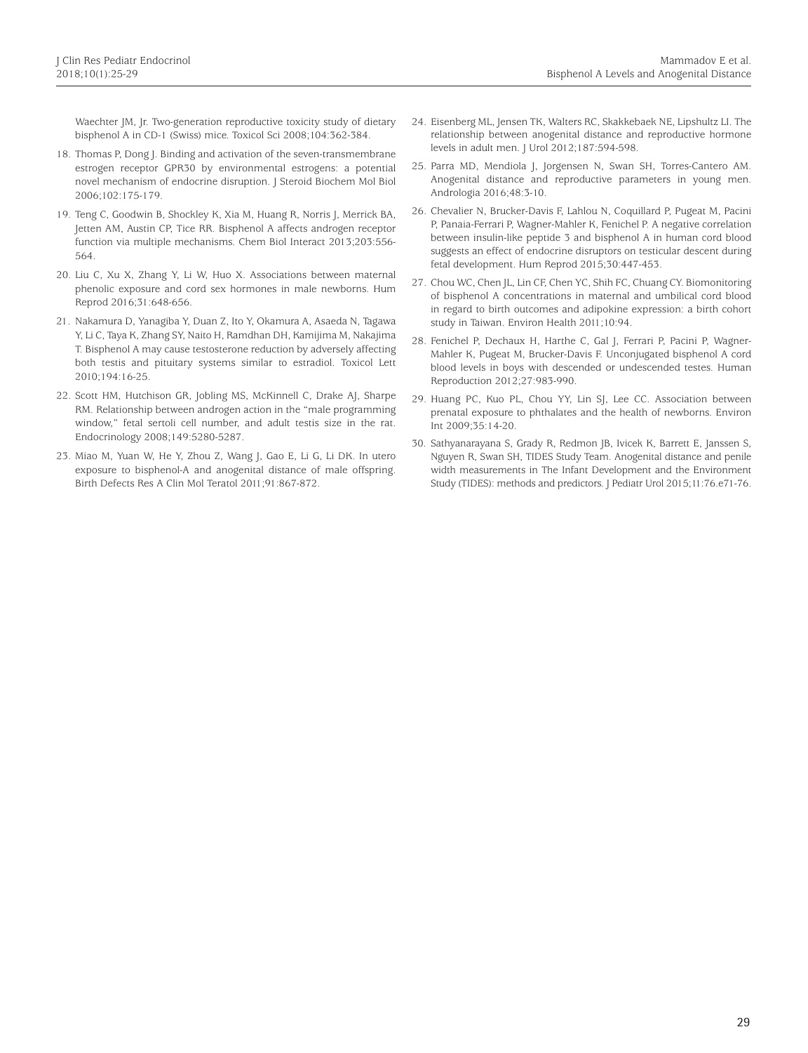Waechter JM, Jr. Two-generation reproductive toxicity study of dietary bisphenol A in CD-1 (Swiss) mice. Toxicol Sci 2008;104:362-384.

18. Thomas P, Dong J. Binding and activation of the seven-transmembrane estrogen receptor GPR30 by environmental estrogens: a potential novel mechanism of endocrine disruption. J Steroid Biochem Mol Biol 2006;102:175-179.

19. Teng C, Goodwin B, Shockley K, Xia M, Huang R, Norris J, Merrick BA, Jetten AM, Austin CP, Tice RR. Bisphenol A affects androgen receptor function via multiple mechanisms. Chem Biol Interact 2013;203:556-564.

20. Liu C, Xu X, Zhang Y, Li W, Huo X. Associations between maternal phenolic exposure and cord sex hormones in male newborns. Hum Reprod 2016;31:648-656.

21. Nakamura D, Yanagiba Y, Duan Z, Ito Y, Okamura A, Asaeda N, Tagawa Y, Li C, Taya K, Zhang SY, Naito H, Ramdhan DH, Kamijima M, Nakajima T. Bisphenol A may cause testosterone reduction by adversely affecting both testis and pituitary systems similar to estradiol. Toxicol Lett 2010;194:16-25.

22. Scott HM, Hutchison GR, Jobling MS, McKinnell C, Drake AJ, Sharpe RM. Relationship between androgen action in the "male programming window," fetal sertoli cell number, and adult testis size in the rat. Endocrinology 2008;149:5280-5287.

23. Miao M, Yuan W, He Y, Zhou Z, Wang J, Gao E, Li G, Li DK. In utero exposure to bisphenol-A and anogenital distance of male offspring. Birth Defects Res A Clin Mol Teratol 2011;91:867-872.

24. Eisenberg ML, Jensen TK, Walters RC, Skakkebaek NE, Lipshultz LI. The relationship between anogenital distance and reproductive hormone levels in adult men. J Urol 2012;187:594-598.

25. Parra MD, Mendiola J, Jorgensen N, Swan SH, Torres-Cantero AM. Anogenital distance and reproductive parameters in young men. Andrologia 2016;48:3-10.

26. Chevalier N, Brucker-Davis F, Lahlou N, Coquillard P, Pugeat M, Pacini P, Panaia-Ferrari P, Wagner-Mahler K, Fenichel P. A negative correlation between insulin-like peptide 3 and bisphenol A in human cord blood suggests an effect of endocrine disruptors on testicular descent during fetal development. Hum Reprod 2015;30:447-453.

27. Chou WC, Chen JL, Lin CF, Chen YC, Shih FC, Chuang CY. Biomonitoring of bisphenol A concentrations in maternal and umbilical cord blood in regard to birth outcomes and adipokine expression: a birth cohort study in Taiwan. Environ Health 2011;10:94.

28. Fenichel P, Dechaux H, Harthe C, Gal J, Ferrari P, Pacini P, Wagner-Mahler K, Pugeat M, Brucker-Davis F. Unconjugated bisphenol A cord blood levels in boys with descended or undescended testes. Human Reproduction 2012;27:983-990.

29. Huang PC, Kuo PL, Chou YY, Lin SJ, Lee CC. Association between prenatal exposure to phthalates and the health of newborns. Environ Int 2009;35:14-20.

30. Sathyanarayana S, Grady R, Redmon JB, Ivicek K, Barrett E, Janssen S, Nguyen R, Swan SH, TIDES Study Team. Anogenital distance and penile width measurements in The Infant Development and the Environment Study (TIDES): methods and predictors. J Pediatr Urol 2015;11:76.e71-76.